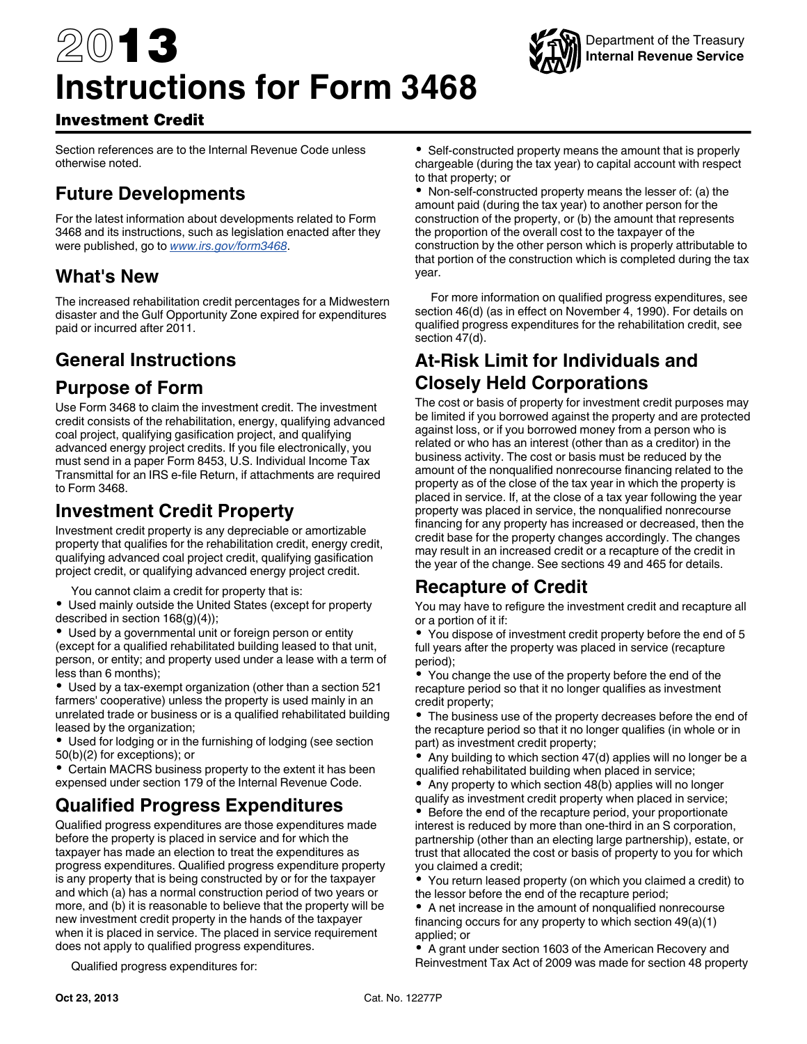# 2013 Instructions for Form 3468

## Investment Credit

Department of the Treasury
Internal Revenue Service

Section references are to the Internal Revenue Code unless otherwise noted.

## Future Developments

For the latest information about developments related to Form 3468 and its instructions, such as legislation enacted after they were published, go to *www.irs.gov/form3468*.

## What's New

The increased rehabilitation credit percentages for a Midwestern disaster and the Gulf Opportunity Zone expired for expenditures paid or incurred after 2011.

## General Instructions

## Purpose of Form

Use Form 3468 to claim the investment credit. The investment credit consists of the rehabilitation, energy, qualifying advanced coal project, qualifying gasification project, and qualifying advanced energy project credits. If you file electronically, you must send in a paper Form 8453, U.S. Individual Income Tax Transmittal for an IRS e-file Return, if attachments are required to Form 3468.

## Investment Credit Property

Investment credit property is any depreciable or amortizable property that qualifies for the rehabilitation credit, energy credit, qualifying advanced coal project credit, qualifying gasification project credit, or qualifying advanced energy project credit.

You cannot claim a credit for property that is:

- Used mainly outside the United States (except for property described in section 168(g)(4));
- Used by a governmental unit or foreign person or entity (except for a qualified rehabilitated building leased to that unit, person, or entity; and property used under a lease with a term of less than 6 months);
- Used by a tax-exempt organization (other than a section 521 farmers' cooperative) unless the property is used mainly in an unrelated trade or business or is a qualified rehabilitated building leased by the organization;
- Used for lodging or in the furnishing of lodging (see section 50(b)(2) for exceptions); or
- Certain MACRS business property to the extent it has been expensed under section 179 of the Internal Revenue Code.

## Qualified Progress Expenditures

Qualified progress expenditures are those expenditures made before the property is placed in service and for which the taxpayer has made an election to treat the expenditures as progress expenditures. Qualified progress expenditure property is any property that is being constructed by or for the taxpayer and which (a) has a normal construction period of two years or more, and (b) it is reasonable to believe that the property will be new investment credit property in the hands of the taxpayer when it is placed in service. The placed in service requirement does not apply to qualified progress expenditures.

Qualified progress expenditures for:

- Self-constructed property means the amount that is properly chargeable (during the tax year) to capital account with respect to that property; or
- Non-self-constructed property means the lesser of: (a) the amount paid (during the tax year) to another person for the construction of the property, or (b) the amount that represents the proportion of the overall cost to the taxpayer of the construction by the other person which is properly attributable to that portion of the construction which is completed during the tax year.

For more information on qualified progress expenditures, see section 46(d) (as in effect on November 4, 1990). For details on qualified progress expenditures for the rehabilitation credit, see section 47(d).

## At-Risk Limit for Individuals and Closely Held Corporations

The cost or basis of property for investment credit purposes may be limited if you borrowed against the property and are protected against loss, or if you borrowed money from a person who is related or who has an interest (other than as a creditor) in the business activity. The cost or basis must be reduced by the amount of the nonqualified nonrecourse financing related to the property as of the close of the tax year in which the property is placed in service. If, at the close of a tax year following the year property was placed in service, the nonqualified nonrecourse financing for any property has increased or decreased, then the credit base for the property changes accordingly. The changes may result in an increased credit or a recapture of the credit in the year of the change. See sections 49 and 465 for details.

## Recapture of Credit

You may have to refigure the investment credit and recapture all or a portion of it if:

- You dispose of investment credit property before the end of 5 full years after the property was placed in service (recapture period);
- You change the use of the property before the end of the recapture period so that it no longer qualifies as investment credit property;
- The business use of the property decreases before the end of the recapture period so that it no longer qualifies (in whole or in part) as investment credit property;
- Any building to which section 47(d) applies will no longer be a qualified rehabilitated building when placed in service;
- Any property to which section 48(b) applies will no longer qualify as investment credit property when placed in service;
- Before the end of the recapture period, your proportionate interest is reduced by more than one-third in an S corporation, partnership (other than an electing large partnership), estate, or trust that allocated the cost or basis of property to you for which you claimed a credit;
- You return leased property (on which you claimed a credit) to the lessor before the end of the recapture period;
- A net increase in the amount of nonqualified nonrecourse financing occurs for any property to which section 49(a)(1) applied; or
- A grant under section 1603 of the American Recovery and Reinvestment Tax Act of 2009 was made for section 48 property

Oct 23, 2013 Cat. No. 12277P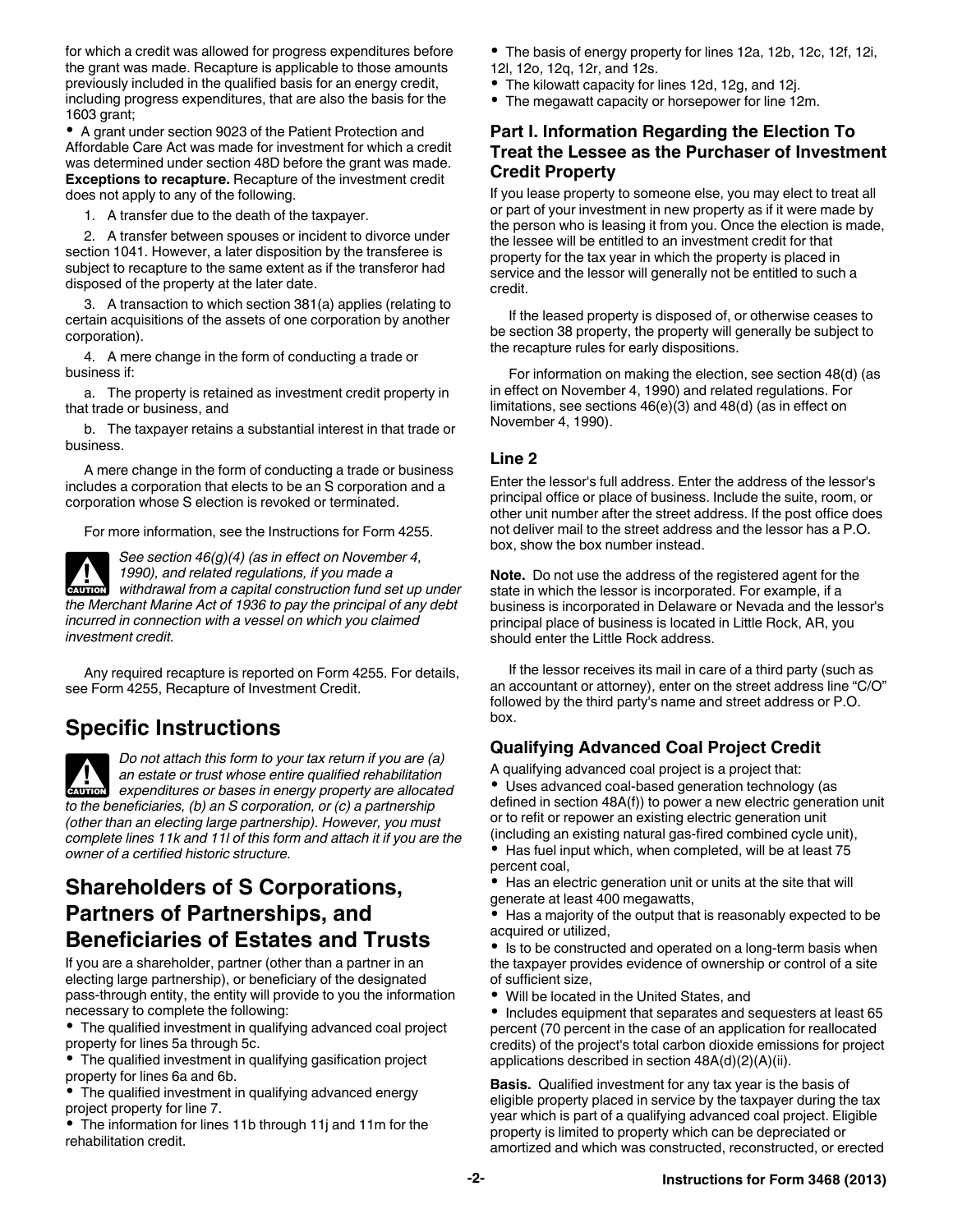for which a credit was allowed for progress expenditures before the grant was made. Recapture is applicable to those amounts previously included in the qualified basis for an energy credit, including progress expenditures, that are also the basis for the 1603 grant;

- A grant under section 9023 of the Patient Protection and Affordable Care Act was made for investment for which a credit was determined under section 48D before the grant was made.

**Exceptions to recapture.** Recapture of the investment credit does not apply to any of the following.

1. A transfer due to the death of the taxpayer.

2. A transfer between spouses or incident to divorce under section 1041. However, a later disposition by the transferee is subject to recapture to the same extent as if the transferor had disposed of the property at the later date.

3. A transaction to which section 381(a) applies (relating to certain acquisitions of the assets of one corporation by another corporation).

4. A mere change in the form of conducting a trade or business if:

   a. The property is retained as investment credit property in that trade or business, and

   b. The taxpayer retains a substantial interest in that trade or business.

A mere change in the form of conducting a trade or business includes a corporation that elects to be an S corporation and a corporation whose S election is revoked or terminated.

For more information, see the Instructions for Form 4255.

**CAUTION** *See section 46(g)(4) (as in effect on November 4, 1990), and related regulations, if you made a withdrawal from a capital construction fund set up under the Merchant Marine Act of 1936 to pay the principal of any debt incurred in connection with a vessel on which you claimed investment credit.*

Any required recapture is reported on Form 4255. For details, see Form 4255, Recapture of Investment Credit.

## Specific Instructions

**CAUTION** *Do not attach this form to your tax return if you are (a) an estate or trust whose entire qualified rehabilitation expenditures or bases in energy property are allocated to the beneficiaries, (b) an S corporation, or (c) a partnership (other than an electing large partnership). However, you must complete lines 11k and 11l of this form and attach it if you are the owner of a certified historic structure.*

## Shareholders of S Corporations, Partners of Partnerships, and Beneficiaries of Estates and Trusts

If you are a shareholder, partner (other than a partner in an electing large partnership), or beneficiary of the designated pass-through entity, the entity will provide to you the information necessary to complete the following:

- The qualified investment in qualifying advanced coal project property for lines 5a through 5c.
- The qualified investment in qualifying gasification project property for lines 6a and 6b.
- The qualified investment in qualifying advanced energy project property for line 7.
- The information for lines 11b through 11j and 11m for the rehabilitation credit.
- The basis of energy property for lines 12a, 12b, 12c, 12f, 12i, 12l, 12o, 12q, 12r, and 12s.
- The kilowatt capacity for lines 12d, 12g, and 12j.
- The megawatt capacity or horsepower for line 12m.

### Part I. Information Regarding the Election To Treat the Lessee as the Purchaser of Investment Credit Property

If you lease property to someone else, you may elect to treat all or part of your investment in new property as if it were made by the person who is leasing it from you. Once the election is made, the lessee will be entitled to an investment credit for that property for the tax year in which the property is placed in service and the lessor will generally not be entitled to such a credit.

If the leased property is disposed of, or otherwise ceases to be section 38 property, the property will generally be subject to the recapture rules for early dispositions.

For information on making the election, see section 48(d) (as in effect on November 4, 1990) and related regulations. For limitations, see sections 46(e)(3) and 48(d) (as in effect on November 4, 1990).

### Line 2

Enter the lessor's full address. Enter the address of the lessor's principal office or place of business. Include the suite, room, or other unit number after the street address. If the post office does not deliver mail to the street address and the lessor has a P.O. box, show the box number instead.

**Note.** Do not use the address of the registered agent for the state in which the lessor is incorporated. For example, if a business is incorporated in Delaware or Nevada and the lessor's principal place of business is located in Little Rock, AR, you should enter the Little Rock address.

If the lessor receives its mail in care of a third party (such as an accountant or attorney), enter on the street address line "C/O" followed by the third party's name and street address or P.O. box.

### Qualifying Advanced Coal Project Credit

A qualifying advanced coal project is a project that:

- Uses advanced coal-based generation technology (as defined in section 48A(f)) to power a new electric generation unit or to refit or repower an existing electric generation unit (including an existing natural gas-fired combined cycle unit),
- Has fuel input which, when completed, will be at least 75 percent coal,
- Has an electric generation unit or units at the site that will generate at least 400 megawatts,
- Has a majority of the output that is reasonably expected to be acquired or utilized,
- Is to be constructed and operated on a long-term basis when the taxpayer provides evidence of ownership or control of a site of sufficient size,
- Will be located in the United States, and
- Includes equipment that separates and sequesters at least 65 percent (70 percent in the case of an application for reallocated credits) of the project's total carbon dioxide emissions for project applications described in section 48A(d)(2)(A)(ii).

**Basis.** Qualified investment for any tax year is the basis of eligible property placed in service by the taxpayer during the tax year which is part of a qualifying advanced coal project. Eligible property is limited to property which can be depreciated or amortized and which was constructed, reconstructed, or erected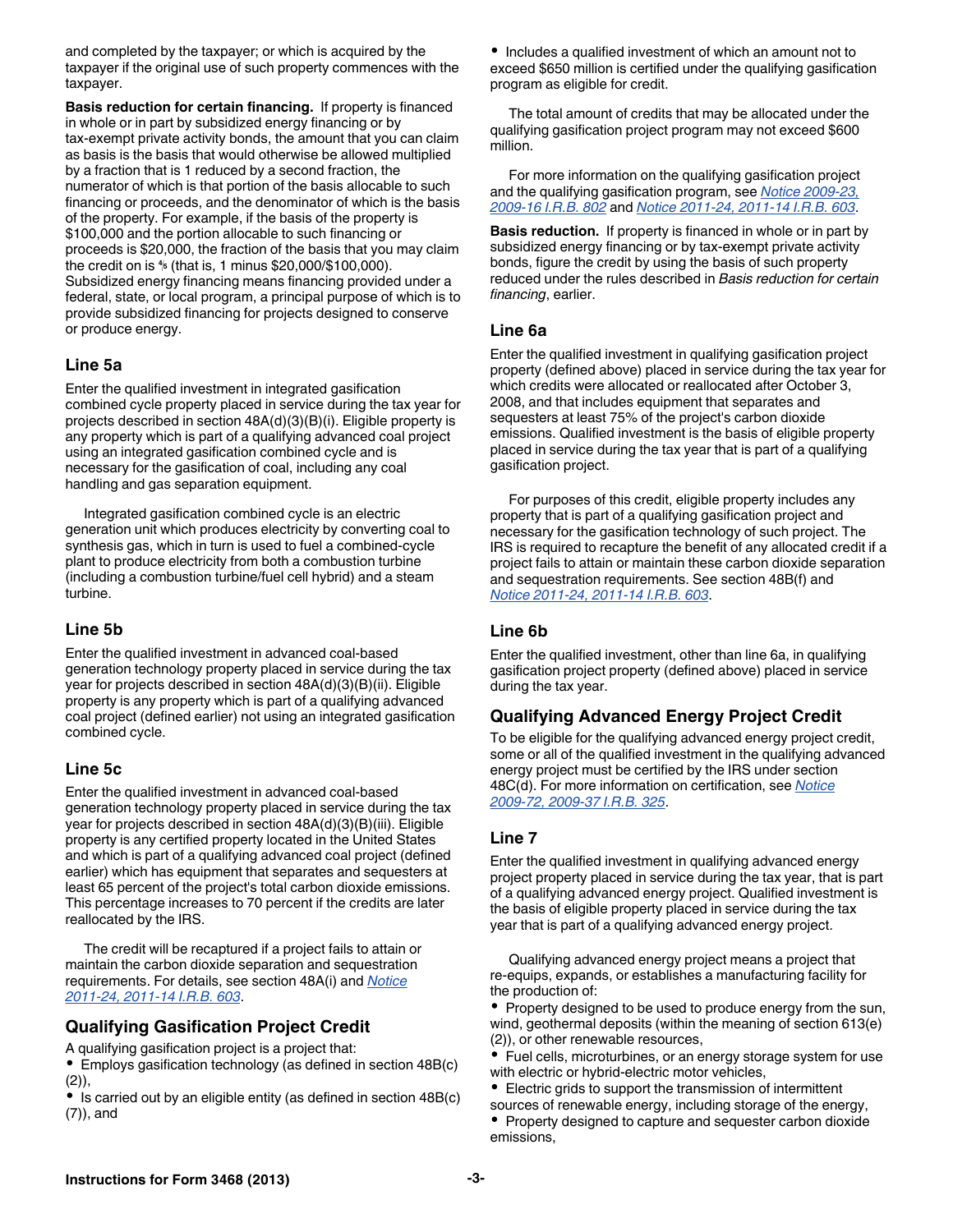and completed by the taxpayer; or which is acquired by the taxpayer if the original use of such property commences with the taxpayer.

**Basis reduction for certain financing.** If property is financed in whole or in part by subsidized energy financing or by tax-exempt private activity bonds, the amount that you can claim as basis is the basis that would otherwise be allowed multiplied by a fraction that is 1 reduced by a second fraction, the numerator of which is that portion of the basis allocable to such financing or proceeds, and the denominator of which is the basis of the property. For example, if the basis of the property is $100,000 and the portion allocable to such financing or proceeds is $20,000, the fraction of the basis that you may claim the credit on is $\frac{4}{5}$ (that is, 1 minus $20,000/$100,000). Subsidized energy financing means financing provided under a federal, state, or local program, a principal purpose of which is to provide subsidized financing for projects designed to conserve or produce energy.

### Line 5a

Enter the qualified investment in integrated gasification combined cycle property placed in service during the tax year for projects described in section 48A(d)(3)(B)(i). Eligible property is any property which is part of a qualifying advanced coal project using an integrated gasification combined cycle and is necessary for the gasification of coal, including any coal handling and gas separation equipment.

Integrated gasification combined cycle is an electric generation unit which produces electricity by converting coal to synthesis gas, which in turn is used to fuel a combined-cycle plant to produce electricity from both a combustion turbine (including a combustion turbine/fuel cell hybrid) and a steam turbine.

### Line 5b

Enter the qualified investment in advanced coal-based generation technology property placed in service during the tax year for projects described in section 48A(d)(3)(B)(ii). Eligible property is any property which is part of a qualifying advanced coal project (defined earlier) not using an integrated gasification combined cycle.

### Line 5c

Enter the qualified investment in advanced coal-based generation technology property placed in service during the tax year for projects described in section 48A(d)(3)(B)(iii). Eligible property is any certified property located in the United States and which is part of a qualifying advanced coal project (defined earlier) which has equipment that separates and sequesters at least 65 percent of the project's total carbon dioxide emissions. This percentage increases to 70 percent if the credits are later reallocated by the IRS.

The credit will be recaptured if a project fails to attain or maintain the carbon dioxide separation and sequestration requirements. For details, see section 48A(i) and *Notice 2011-24, 2011-14 I.R.B. 603*.

## Qualifying Gasification Project Credit

A qualifying gasification project is a project that:

- Employs gasification technology (as defined in section 48B(c)(2)),
- Is carried out by an eligible entity (as defined in section 48B(c)(7)), and
- Includes a qualified investment of which an amount not to exceed $650 million is certified under the qualifying gasification program as eligible for credit.

The total amount of credits that may be allocated under the qualifying gasification project program may not exceed $600 million.

For more information on the qualifying gasification project and the qualifying gasification program, see *Notice 2009-23, 2009-16 I.R.B. 802* and *Notice 2011-24, 2011-14 I.R.B. 603*.

**Basis reduction.** If property is financed in whole or in part by subsidized energy financing or by tax-exempt private activity bonds, figure the credit by using the basis of such property reduced under the rules described in *Basis reduction for certain financing*, earlier.

### Line 6a

Enter the qualified investment in qualifying gasification project property (defined above) placed in service during the tax year for which credits were allocated or reallocated after October 3, 2008, and that includes equipment that separates and sequesters at least 75% of the project's carbon dioxide emissions. Qualified investment is the basis of eligible property placed in service during the tax year that is part of a qualifying gasification project.

For purposes of this credit, eligible property includes any property that is part of a qualifying gasification project and necessary for the gasification technology of such project. The IRS is required to recapture the benefit of any allocated credit if a project fails to attain or maintain these carbon dioxide separation and sequestration requirements. See section 48B(f) and *Notice 2011-24, 2011-14 I.R.B. 603*.

### Line 6b

Enter the qualified investment, other than line 6a, in qualifying gasification project property (defined above) placed in service during the tax year.

## Qualifying Advanced Energy Project Credit

To be eligible for the qualifying advanced energy project credit, some or all of the qualified investment in the qualifying advanced energy project must be certified by the IRS under section 48C(d). For more information on certification, see *Notice 2009-72, 2009-37 I.R.B. 325*.

### Line 7

Enter the qualified investment in qualifying advanced energy project property placed in service during the tax year, that is part of a qualifying advanced energy project. Qualified investment is the basis of eligible property placed in service during the tax year that is part of a qualifying advanced energy project.

Qualifying advanced energy project means a project that re-equips, expands, or establishes a manufacturing facility for the production of:

- Property designed to be used to produce energy from the sun, wind, geothermal deposits (within the meaning of section 613(e)(2)), or other renewable resources,
- Fuel cells, microturbines, or an energy storage system for use with electric or hybrid-electric motor vehicles,
- Electric grids to support the transmission of intermittent sources of renewable energy, including storage of the energy,
- Property designed to capture and sequester carbon dioxide emissions,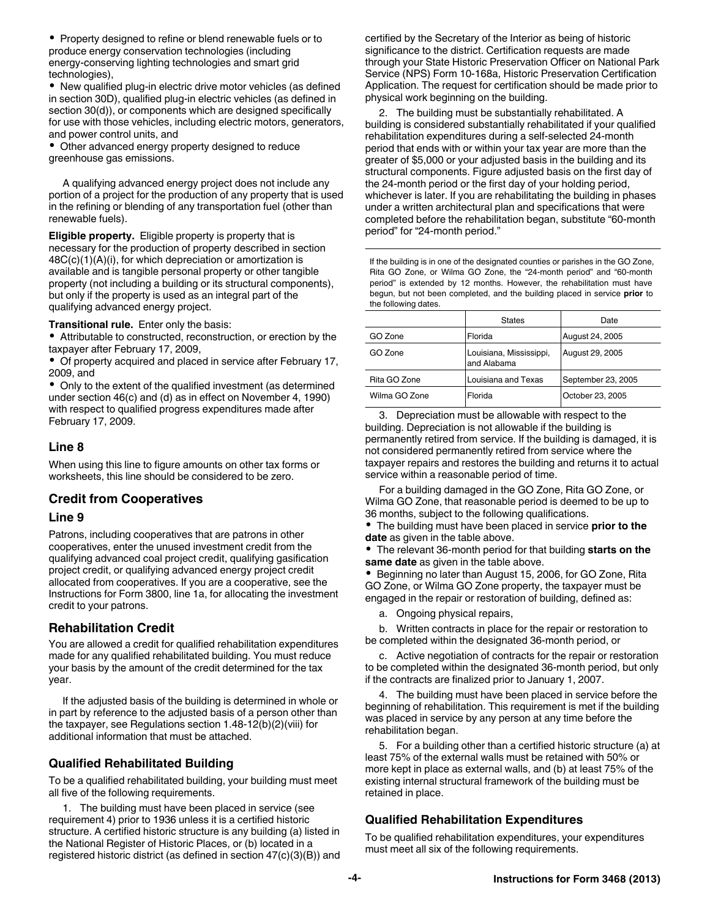- Property designed to refine or blend renewable fuels or to produce energy conservation technologies (including energy-conserving lighting technologies and smart grid technologies),
- New qualified plug-in electric drive motor vehicles (as defined in section 30D), qualified plug-in electric vehicles (as defined in section 30(d)), or components which are designed specifically for use with those vehicles, including electric motors, generators, and power control units, and
- Other advanced energy property designed to reduce greenhouse gas emissions.

A qualifying advanced energy project does not include any portion of a project for the production of any property that is used in the refining or blending of any transportation fuel (other than renewable fuels).

**Eligible property.** Eligible property is property that is necessary for the production of property described in section 48C(c)(1)(A)(i), for which depreciation or amortization is available and is tangible personal property or other tangible property (not including a building or its structural components), but only if the property is used as an integral part of the qualifying advanced energy project.

**Transitional rule.** Enter only the basis:

- Attributable to constructed, reconstruction, or erection by the taxpayer after February 17, 2009,
- Of property acquired and placed in service after February 17, 2009, and
- Only to the extent of the qualified investment (as determined under section 46(c) and (d) as in effect on November 4, 1990) with respect to qualified progress expenditures made after February 17, 2009.

## Line 8

When using this line to figure amounts on other tax forms or worksheets, this line should be considered to be zero.

## Credit from Cooperatives

### Line 9

Patrons, including cooperatives that are patrons in other cooperatives, enter the unused investment credit from the qualifying advanced coal project credit, qualifying gasification project credit, or qualifying advanced energy project credit allocated from cooperatives. If you are a cooperative, see the Instructions for Form 3800, line 1a, for allocating the investment credit to your patrons.

## Rehabilitation Credit

You are allowed a credit for qualified rehabilitation expenditures made for any qualified rehabilitated building. You must reduce your basis by the amount of the credit determined for the tax year.

If the adjusted basis of the building is determined in whole or in part by reference to the adjusted basis of a person other than the taxpayer, see Regulations section 1.48-12(b)(2)(viii) for additional information that must be attached.

### Qualified Rehabilitated Building

To be a qualified rehabilitated building, your building must meet all five of the following requirements.

1. The building must have been placed in service (see requirement 4) prior to 1936 unless it is a certified historic structure. A certified historic structure is any building (a) listed in the National Register of Historic Places, or (b) located in a registered historic district (as defined in section 47(c)(3)(B)) and certified by the Secretary of the Interior as being of historic significance to the district. Certification requests are made through your State Historic Preservation Officer on National Park Service (NPS) Form 10-168a, Historic Preservation Certification Application. The request for certification should be made prior to physical work beginning on the building.

2. The building must be substantially rehabilitated. A building is considered substantially rehabilitated if your qualified rehabilitation expenditures during a self-selected 24-month period that ends with or within your tax year are more than the greater of $5,000 or your adjusted basis in the building and its structural components. Figure adjusted basis on the first day of the 24-month period or the first day of your holding period, whichever is later. If you are rehabilitating the building in phases under a written architectural plan and specifications that were completed before the rehabilitation began, substitute "60-month period" for "24-month period."

If the building is in one of the designated counties or parishes in the GO Zone, Rita GO Zone, or Wilma GO Zone, the "24-month period" and "60-month period" is extended by 12 months. However, the rehabilitation must have begun, but not been completed, and the building placed in service **prior** to the following dates.

| | States | Date |
|---|---|---|
| GO Zone | Florida | August 24, 2005 |
| GO Zone | Louisiana, Mississippi, and Alabama | August 29, 2005 |
| Rita GO Zone | Louisiana and Texas | September 23, 2005 |
| Wilma GO Zone | Florida | October 23, 2005 |

3. Depreciation must be allowable with respect to the building. Depreciation is not allowable if the building is permanently retired from service. If the building is damaged, it is not considered permanently retired from service where the taxpayer repairs and restores the building and returns it to actual service within a reasonable period of time.

For a building damaged in the GO Zone, Rita GO Zone, or Wilma GO Zone, that reasonable period is deemed to be up to 36 months, subject to the following qualifications.

- The building must have been placed in service **prior to the date** as given in the table above.
- The relevant 36-month period for that building **starts on the same date** as given in the table above.
- Beginning no later than August 15, 2006, for GO Zone, Rita GO Zone, or Wilma GO Zone property, the taxpayer must be engaged in the repair or restoration of building, defined as:

   a. Ongoing physical repairs,

   b. Written contracts in place for the repair or restoration to be completed within the designated 36-month period, or

   c. Active negotiation of contracts for the repair or restoration to be completed within the designated 36-month period, but only if the contracts are finalized prior to January 1, 2007.

4. The building must have been placed in service before the beginning of rehabilitation. This requirement is met if the building was placed in service by any person at any time before the rehabilitation began.

5. For a building other than a certified historic structure (a) at least 75% of the external walls must be retained with 50% or more kept in place as external walls, and (b) at least 75% of the existing internal structural framework of the building must be retained in place.

### Qualified Rehabilitation Expenditures

To be qualified rehabilitation expenditures, your expenditures must meet all six of the following requirements.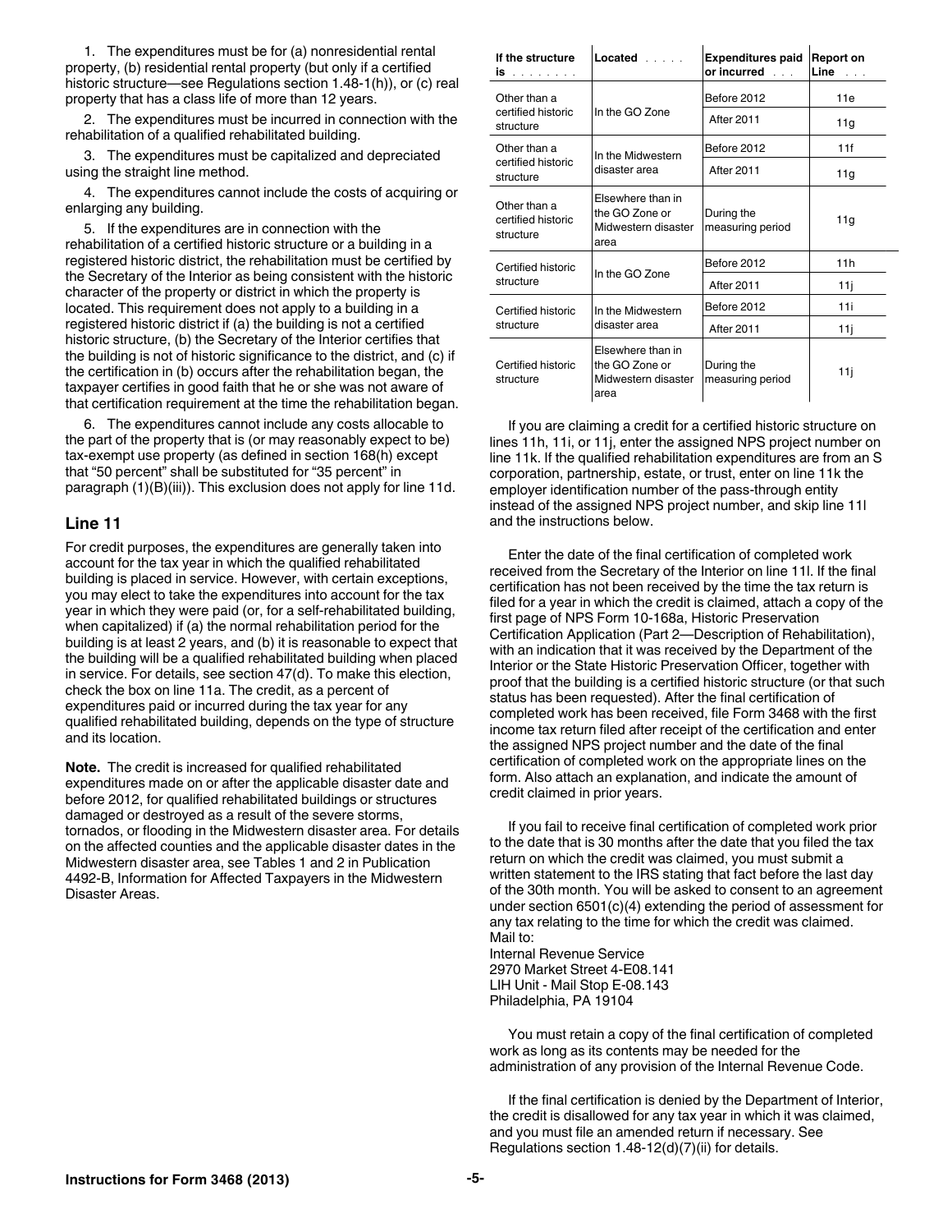1. The expenditures must be for (a) nonresidential rental property, (b) residential rental property (but only if a certified historic structure—see Regulations section 1.48-1(h)), or (c) real property that has a class life of more than 12 years.

2. The expenditures must be incurred in connection with the rehabilitation of a qualified rehabilitated building.

3. The expenditures must be capitalized and depreciated using the straight line method.

4. The expenditures cannot include the costs of acquiring or enlarging any building.

5. If the expenditures are in connection with the rehabilitation of a certified historic structure or a building in a registered historic district, the rehabilitation must be certified by the Secretary of the Interior as being consistent with the historic character of the property or district in which the property is located. This requirement does not apply to a building in a registered historic district if (a) the building is not a certified historic structure, (b) the Secretary of the Interior certifies that the building is not of historic significance to the district, and (c) if the certification in (b) occurs after the rehabilitation began, the taxpayer certifies in good faith that he or she was not aware of that certification requirement at the time the rehabilitation began.

6. The expenditures cannot include any costs allocable to the part of the property that is (or may reasonably expect to be) tax-exempt use property (as defined in section 168(h) except that "50 percent" shall be substituted for "35 percent" in paragraph (1)(B)(iii)). This exclusion does not apply for line 11d.

## Line 11

For credit purposes, the expenditures are generally taken into account for the tax year in which the qualified rehabilitated building is placed in service. However, with certain exceptions, you may elect to take the expenditures into account for the tax year in which they were paid (or, for a self-rehabilitated building, when capitalized) if (a) the normal rehabilitation period for the building is at least 2 years, and (b) it is reasonable to expect that the building will be a qualified rehabilitated building when placed in service. For details, see section 47(d). To make this election, check the box on line 11a. The credit, as a percent of expenditures paid or incurred during the tax year for any qualified rehabilitated building, depends on the type of structure and its location.

**Note.** The credit is increased for qualified rehabilitated expenditures made on or after the applicable disaster date and before 2012, for qualified rehabilitated buildings or structures damaged or destroyed as a result of the severe storms, tornados, or flooding in the Midwestern disaster area. For details on the affected counties and the applicable disaster dates in the Midwestern disaster area, see Tables 1 and 2 in Publication 4492-B, Information for Affected Taxpayers in the Midwestern Disaster Areas.

| If the structure is . . . . . . . . | Located . . . . . | Expenditures paid or incurred . . . | Report on Line . . . |
|---|---|---|---|
| Other than a certified historic structure | In the GO Zone | Before 2012 | 11e |
| | | After 2011 | 11g |
| Other than a certified historic structure | In the Midwestern disaster area | Before 2012 | 11f |
| | | After 2011 | 11g |
| Other than a certified historic structure | Elsewhere than in the GO Zone or Midwestern disaster area | During the measuring period | 11g |
| Certified historic structure | In the GO Zone | Before 2012 | 11h |
| | | After 2011 | 11j |
| Certified historic structure | In the Midwestern disaster area | Before 2012 | 11i |
| | | After 2011 | 11j |
| Certified historic structure | Elsewhere than in the GO Zone or Midwestern disaster area | During the measuring period | 11j |

If you are claiming a credit for a certified historic structure on lines 11h, 11i, or 11j, enter the assigned NPS project number on line 11k. If the qualified rehabilitation expenditures are from an S corporation, partnership, estate, or trust, enter on line 11k the employer identification number of the pass-through entity instead of the assigned NPS project number, and skip line 11l and the instructions below.

Enter the date of the final certification of completed work received from the Secretary of the Interior on line 11l. If the final certification has not been received by the time the tax return is filed for a year in which the credit is claimed, attach a copy of the first page of NPS Form 10-168a, Historic Preservation Certification Application (Part 2—Description of Rehabilitation), with an indication that it was received by the Department of the Interior or the State Historic Preservation Officer, together with proof that the building is a certified historic structure (or that such status has been requested). After the final certification of completed work has been received, file Form 3468 with the first income tax return filed after receipt of the certification and enter the assigned NPS project number and the date of the final certification of completed work on the appropriate lines on the form. Also attach an explanation, and indicate the amount of credit claimed in prior years.

If you fail to receive final certification of completed work prior to the date that is 30 months after the date that you filed the tax return on which the credit was claimed, you must submit a written statement to the IRS stating that fact before the last day of the 30th month. You will be asked to consent to an agreement under section 6501(c)(4) extending the period of assessment for any tax relating to the time for which the credit was claimed. Mail to:

Internal Revenue Service
2970 Market Street 4-E08.141
LIH Unit - Mail Stop E-08.143
Philadelphia, PA 19104

You must retain a copy of the final certification of completed work as long as its contents may be needed for the administration of any provision of the Internal Revenue Code.

If the final certification is denied by the Department of Interior, the credit is disallowed for any tax year in which it was claimed, and you must file an amended return if necessary. See Regulations section 1.48-12(d)(7)(ii) for details.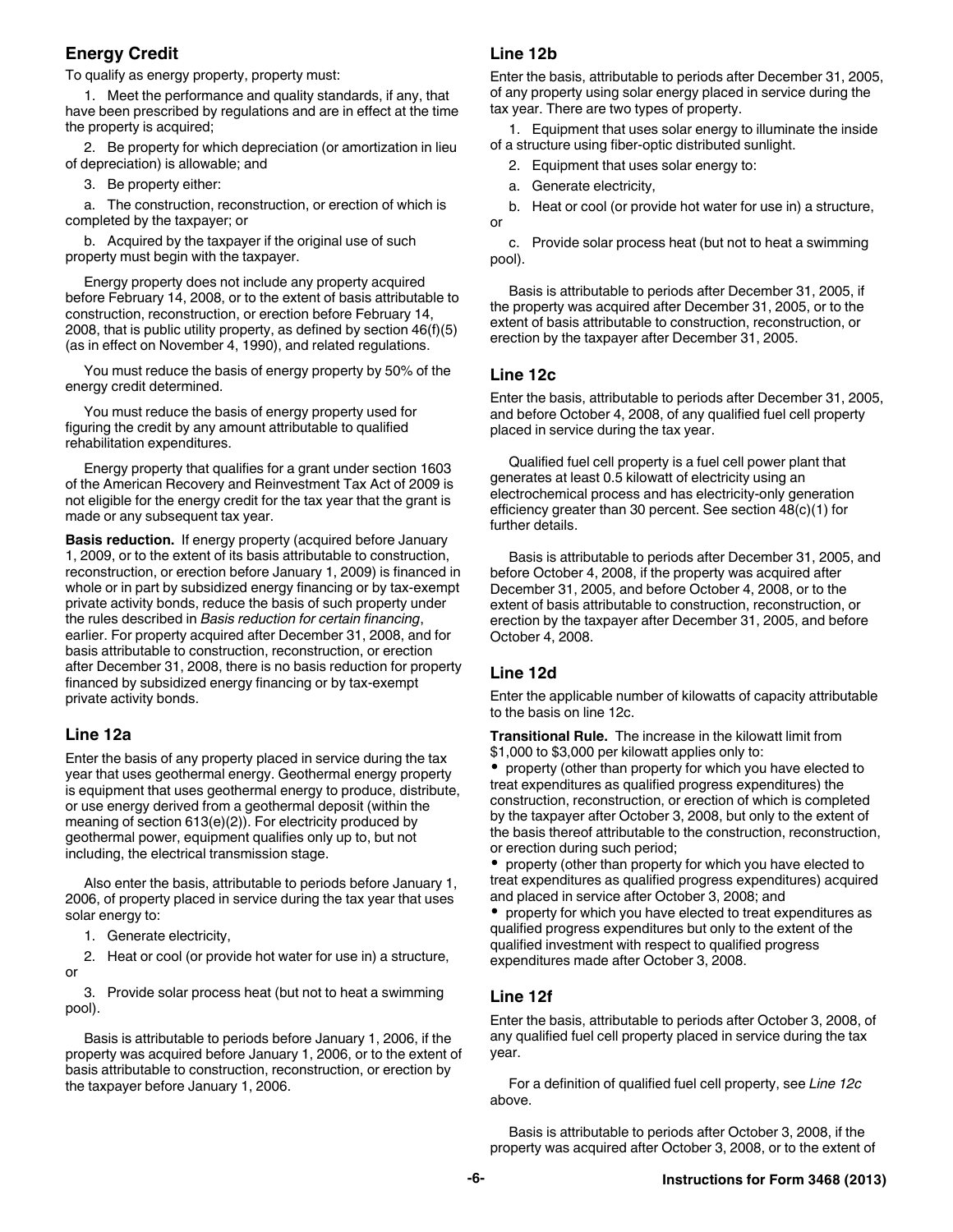## Energy Credit

To qualify as energy property, property must:

1. Meet the performance and quality standards, if any, that have been prescribed by regulations and are in effect at the time the property is acquired;

2. Be property for which depreciation (or amortization in lieu of depreciation) is allowable; and

3. Be property either:

a. The construction, reconstruction, or erection of which is completed by the taxpayer; or

b. Acquired by the taxpayer if the original use of such property must begin with the taxpayer.

Energy property does not include any property acquired before February 14, 2008, or to the extent of basis attributable to construction, reconstruction, or erection before February 14, 2008, that is public utility property, as defined by section 46(f)(5) (as in effect on November 4, 1990), and related regulations.

You must reduce the basis of energy property by 50% of the energy credit determined.

You must reduce the basis of energy property used for figuring the credit by any amount attributable to qualified rehabilitation expenditures.

Energy property that qualifies for a grant under section 1603 of the American Recovery and Reinvestment Tax Act of 2009 is not eligible for the energy credit for the tax year that the grant is made or any subsequent tax year.

**Basis reduction.** If energy property (acquired before January 1, 2009, or to the extent of its basis attributable to construction, reconstruction, or erection before January 1, 2009) is financed in whole or in part by subsidized energy financing or by tax-exempt private activity bonds, reduce the basis of such property under the rules described in *Basis reduction for certain financing*, earlier. For property acquired after December 31, 2008, and for basis attributable to construction, reconstruction, or erection after December 31, 2008, there is no basis reduction for property financed by subsidized energy financing or by tax-exempt private activity bonds.

### Line 12a

Enter the basis of any property placed in service during the tax year that uses geothermal energy. Geothermal energy property is equipment that uses geothermal energy to produce, distribute, or use energy derived from a geothermal deposit (within the meaning of section 613(e)(2)). For electricity produced by geothermal power, equipment qualifies only up to, but not including, the electrical transmission stage.

Also enter the basis, attributable to periods before January 1, 2006, of property placed in service during the tax year that uses solar energy to:

1. Generate electricity,

2. Heat or cool (or provide hot water for use in) a structure, or

3. Provide solar process heat (but not to heat a swimming pool).

Basis is attributable to periods before January 1, 2006, if the property was acquired before January 1, 2006, or to the extent of basis attributable to construction, reconstruction, or erection by the taxpayer before January 1, 2006.

### Line 12b

Enter the basis, attributable to periods after December 31, 2005, of any property using solar energy placed in service during the tax year. There are two types of property.

1. Equipment that uses solar energy to illuminate the inside of a structure using fiber-optic distributed sunlight.

2. Equipment that uses solar energy to:

a. Generate electricity,

b. Heat or cool (or provide hot water for use in) a structure, or

c. Provide solar process heat (but not to heat a swimming pool).

Basis is attributable to periods after December 31, 2005, if the property was acquired after December 31, 2005, or to the extent of basis attributable to construction, reconstruction, or erection by the taxpayer after December 31, 2005.

### Line 12c

Enter the basis, attributable to periods after December 31, 2005, and before October 4, 2008, of any qualified fuel cell property placed in service during the tax year.

Qualified fuel cell property is a fuel cell power plant that generates at least 0.5 kilowatt of electricity using an electrochemical process and has electricity-only generation efficiency greater than 30 percent. See section 48(c)(1) for further details.

Basis is attributable to periods after December 31, 2005, and before October 4, 2008, if the property was acquired after December 31, 2005, and before October 4, 2008, or to the extent of basis attributable to construction, reconstruction, or erection by the taxpayer after December 31, 2005, and before October 4, 2008.

### Line 12d

Enter the applicable number of kilowatts of capacity attributable to the basis on line 12c.

**Transitional Rule.** The increase in the kilowatt limit from $1,000 to $3,000 per kilowatt applies only to:

- property (other than property for which you have elected to treat expenditures as qualified progress expenditures) the construction, reconstruction, or erection of which is completed by the taxpayer after October 3, 2008, but only to the extent of the basis thereof attributable to the construction, reconstruction, or erection during such period;
- property (other than property for which you have elected to treat expenditures as qualified progress expenditures) acquired and placed in service after October 3, 2008; and
- property for which you have elected to treat expenditures as qualified progress expenditures but only to the extent of the qualified investment with respect to qualified progress expenditures made after October 3, 2008.

### Line 12f

Enter the basis, attributable to periods after October 3, 2008, of any qualified fuel cell property placed in service during the tax year.

For a definition of qualified fuel cell property, see *Line 12c* above.

Basis is attributable to periods after October 3, 2008, if the property was acquired after October 3, 2008, or to the extent of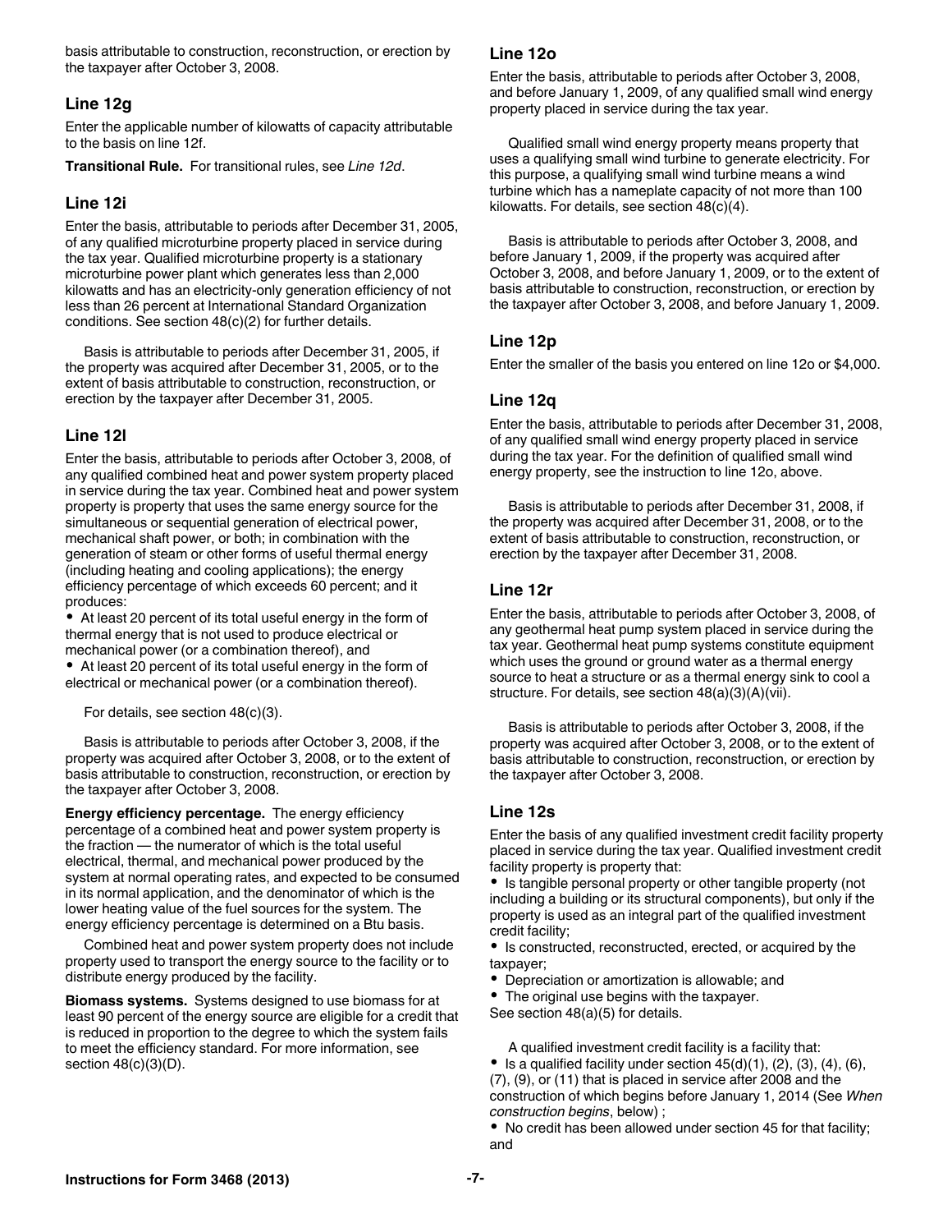basis attributable to construction, reconstruction, or erection by the taxpayer after October 3, 2008.

### Line 12g

Enter the applicable number of kilowatts of capacity attributable to the basis on line 12f.

**Transitional Rule.** For transitional rules, see *Line 12d*.

### Line 12i

Enter the basis, attributable to periods after December 31, 2005, of any qualified microturbine property placed in service during the tax year. Qualified microturbine property is a stationary microturbine power plant which generates less than 2,000 kilowatts and has an electricity-only generation efficiency of not less than 26 percent at International Standard Organization conditions. See section 48(c)(2) for further details.

Basis is attributable to periods after December 31, 2005, if the property was acquired after December 31, 2005, or to the extent of basis attributable to construction, reconstruction, or erection by the taxpayer after December 31, 2005.

### Line 12l

Enter the basis, attributable to periods after October 3, 2008, of any qualified combined heat and power system property placed in service during the tax year. Combined heat and power system property is property that uses the same energy source for the simultaneous or sequential generation of electrical power, mechanical shaft power, or both; in combination with the generation of steam or other forms of useful thermal energy (including heating and cooling applications); the energy efficiency percentage of which exceeds 60 percent; and it produces:

- At least 20 percent of its total useful energy in the form of thermal energy that is not used to produce electrical or mechanical power (or a combination thereof), and
- At least 20 percent of its total useful energy in the form of electrical or mechanical power (or a combination thereof).

For details, see section 48(c)(3).

Basis is attributable to periods after October 3, 2008, if the property was acquired after October 3, 2008, or to the extent of basis attributable to construction, reconstruction, or erection by the taxpayer after October 3, 2008.

**Energy efficiency percentage.** The energy efficiency percentage of a combined heat and power system property is the fraction — the numerator of which is the total useful electrical, thermal, and mechanical power produced by the system at normal operating rates, and expected to be consumed in its normal application, and the denominator of which is the lower heating value of the fuel sources for the system. The energy efficiency percentage is determined on a Btu basis.

Combined heat and power system property does not include property used to transport the energy source to the facility or to distribute energy produced by the facility.

**Biomass systems.** Systems designed to use biomass for at least 90 percent of the energy source are eligible for a credit that is reduced in proportion to the degree to which the system fails to meet the efficiency standard. For more information, see section 48(c)(3)(D).

### Line 12o

Enter the basis, attributable to periods after October 3, 2008, and before January 1, 2009, of any qualified small wind energy property placed in service during the tax year.

Qualified small wind energy property means property that uses a qualifying small wind turbine to generate electricity. For this purpose, a qualifying small wind turbine means a wind turbine which has a nameplate capacity of not more than 100 kilowatts. For details, see section 48(c)(4).

Basis is attributable to periods after October 3, 2008, and before January 1, 2009, if the property was acquired after October 3, 2008, and before January 1, 2009, or to the extent of basis attributable to construction, reconstruction, or erection by the taxpayer after October 3, 2008, and before January 1, 2009.

### Line 12p

Enter the smaller of the basis you entered on line 12o or $4,000.

### Line 12q

Enter the basis, attributable to periods after December 31, 2008, of any qualified small wind energy property placed in service during the tax year. For the definition of qualified small wind energy property, see the instruction to line 12o, above.

Basis is attributable to periods after December 31, 2008, if the property was acquired after December 31, 2008, or to the extent of basis attributable to construction, reconstruction, or erection by the taxpayer after December 31, 2008.

### Line 12r

Enter the basis, attributable to periods after October 3, 2008, of any geothermal heat pump system placed in service during the tax year. Geothermal heat pump systems constitute equipment which uses the ground or ground water as a thermal energy source to heat a structure or as a thermal energy sink to cool a structure. For details, see section 48(a)(3)(A)(vii).

Basis is attributable to periods after October 3, 2008, if the property was acquired after October 3, 2008, or to the extent of basis attributable to construction, reconstruction, or erection by the taxpayer after October 3, 2008.

### Line 12s

Enter the basis of any qualified investment credit facility property placed in service during the tax year. Qualified investment credit facility property is property that:

- Is tangible personal property or other tangible property (not including a building or its structural components), but only if the property is used as an integral part of the qualified investment credit facility;
- Is constructed, reconstructed, erected, or acquired by the taxpayer;
- Depreciation or amortization is allowable; and
- The original use begins with the taxpayer.

See section 48(a)(5) for details.

A qualified investment credit facility is a facility that:

- Is a qualified facility under section 45(d)(1), (2), (3), (4), (6), (7), (9), or (11) that is placed in service after 2008 and the construction of which begins before January 1, 2014 (See *When construction begins*, below) ;
- No credit has been allowed under section 45 for that facility; and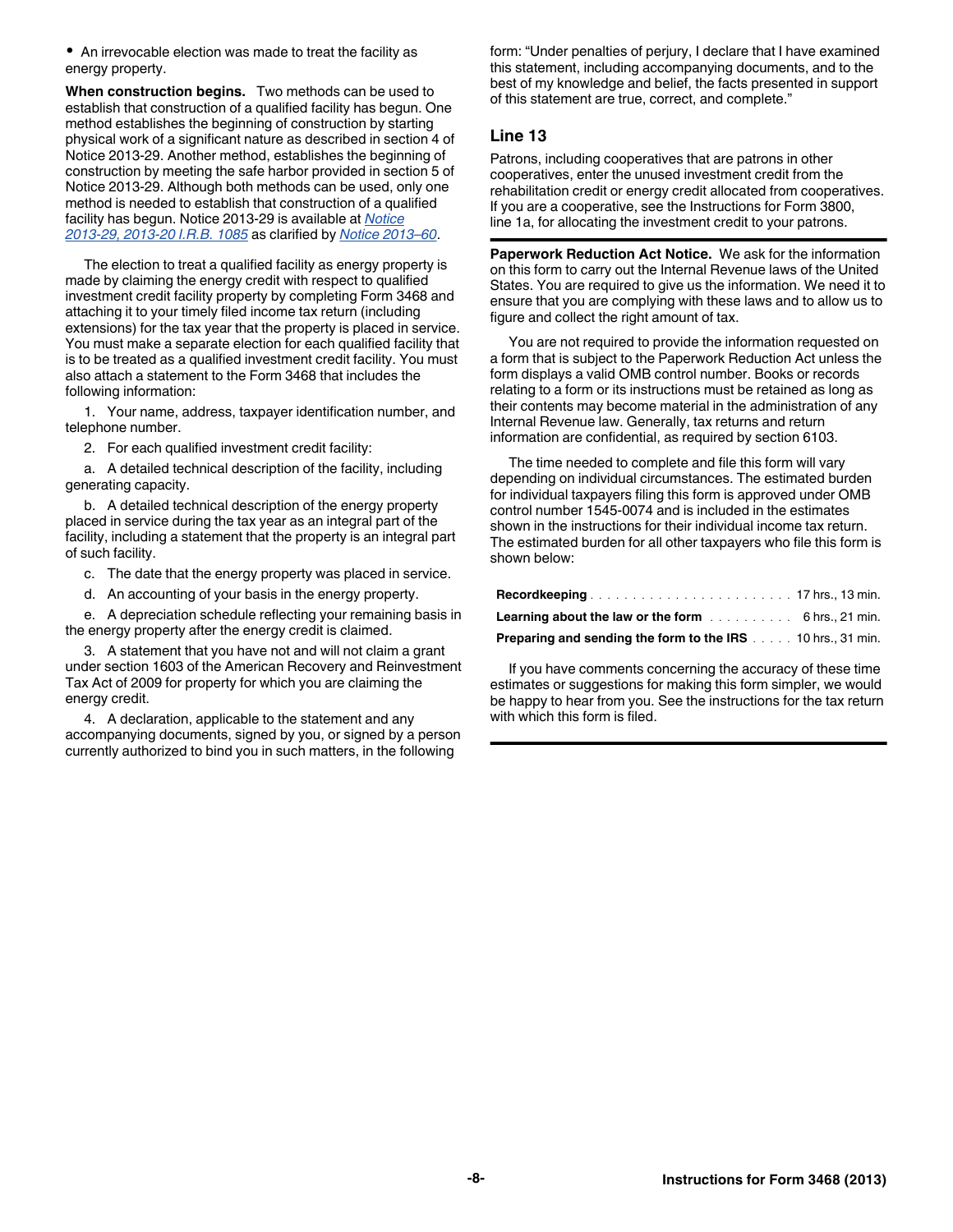- An irrevocable election was made to treat the facility as energy property.

**When construction begins.** Two methods can be used to establish that construction of a qualified facility has begun. One method establishes the beginning of construction by starting physical work of a significant nature as described in section 4 of Notice 2013-29. Another method, establishes the beginning of construction by meeting the safe harbor provided in section 5 of Notice 2013-29. Although both methods can be used, only one method is needed to establish that construction of a qualified facility has begun. Notice 2013-29 is available at Notice 2013-29, 2013-20 I.R.B. 1085 as clarified by Notice 2013–60.

The election to treat a qualified facility as energy property is made by claiming the energy credit with respect to qualified investment credit facility property by completing Form 3468 and attaching it to your timely filed income tax return (including extensions) for the tax year that the property is placed in service. You must make a separate election for each qualified facility that is to be treated as a qualified investment credit facility. You must also attach a statement to the Form 3468 that includes the following information:

1. Your name, address, taxpayer identification number, and telephone number.

2. For each qualified investment credit facility:

a. A detailed technical description of the facility, including generating capacity.

b. A detailed technical description of the energy property placed in service during the tax year as an integral part of the facility, including a statement that the property is an integral part of such facility.

c. The date that the energy property was placed in service.

d. An accounting of your basis in the energy property.

e. A depreciation schedule reflecting your remaining basis in the energy property after the energy credit is claimed.

3. A statement that you have not and will not claim a grant under section 1603 of the American Recovery and Reinvestment Tax Act of 2009 for property for which you are claiming the energy credit.

4. A declaration, applicable to the statement and any accompanying documents, signed by you, or signed by a person currently authorized to bind you in such matters, in the following form: "Under penalties of perjury, I declare that I have examined this statement, including accompanying documents, and to the best of my knowledge and belief, the facts presented in support of this statement are true, correct, and complete."

## Line 13

Patrons, including cooperatives that are patrons in other cooperatives, enter the unused investment credit from the rehabilitation credit or energy credit allocated from cooperatives. If you are a cooperative, see the Instructions for Form 3800, line 1a, for allocating the investment credit to your patrons.

**Paperwork Reduction Act Notice.** We ask for the information on this form to carry out the Internal Revenue laws of the United States. You are required to give us the information. We need it to ensure that you are complying with these laws and to allow us to figure and collect the right amount of tax.

You are not required to provide the information requested on a form that is subject to the Paperwork Reduction Act unless the form displays a valid OMB control number. Books or records relating to a form or its instructions must be retained as long as their contents may become material in the administration of any Internal Revenue law. Generally, tax returns and return information are confidential, as required by section 6103.

The time needed to complete and file this form will vary depending on individual circumstances. The estimated burden for individual taxpayers filing this form is approved under OMB control number 1545-0074 and is included in the estimates shown in the instructions for their individual income tax return. The estimated burden for all other taxpayers who file this form is shown below:

| | |
|---|---|
| **Recordkeeping** | 17 hrs., 13 min. |
| **Learning about the law or the form** | 6 hrs., 21 min. |
| **Preparing and sending the form to the IRS** | 10 hrs., 31 min. |

If you have comments concerning the accuracy of these time estimates or suggestions for making this form simpler, we would be happy to hear from you. See the instructions for the tax return with which this form is filed.